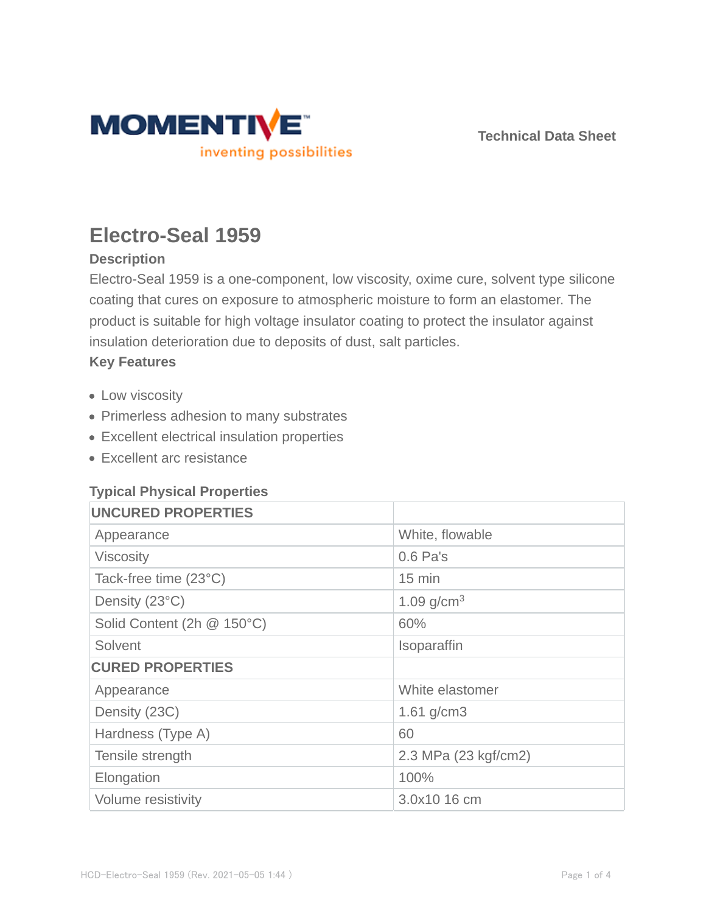Technical Data Sheet

# Electro-Seal 1959

### Description

Electro-Seal 1959 is a one-component, low viscosity, oxime cure, solvent type silicone coating that cures on exposure to atmospheric moisture to form an elastomer. The product is suitable for high voltage insulator coating to protect the insulator against insulation deterioration due to deposits of dust, salt particles.

### Key Features

- Low viscosity
- Primerless adhesion to many substrates
- Excellent electrical insulation properties
- Excellent arc resistance

### Typical Physical Properties

| UNCURED PROPERTIES | |
|---|---|
| Appearance | White, flowable |
| Viscosity | 0.6 Pa's |
| Tack-free time (23°C) | 15 min |
| Density (23°C) | 1.09 g/cm$^3$ |
| Solid Content (2h @ 150°C) | 60% |
| Solvent | Isoparaffin |
| **CURED PROPERTIES** | |
| Appearance | White elastomer |
| Density (23C) | 1.61 g/cm3 |
| Hardness (Type A) | 60 |
| Tensile strength | 2.3 MPa (23 kgf/cm2) |
| Elongation | 100% |
| Volume resistivity | 3.0x10 16 cm |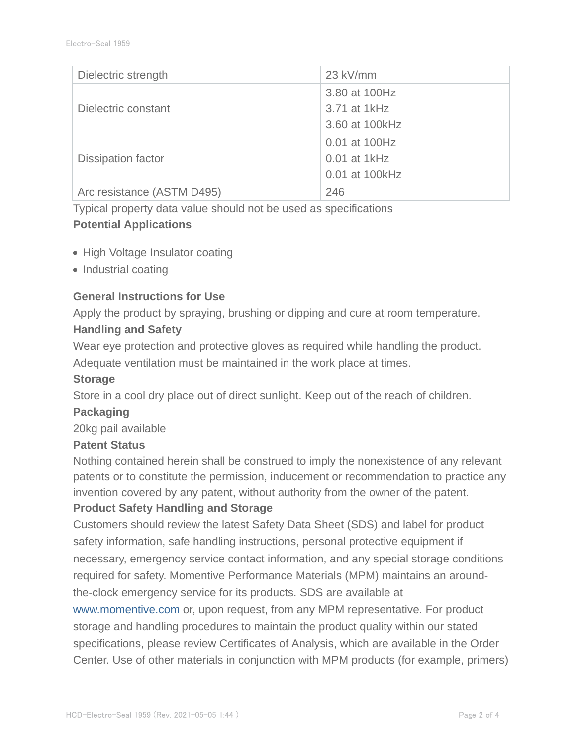| Dielectric strength | 23 kV/mm |
|---|---|
| Dielectric constant | 3.80 at 100Hz<br>3.71 at 1kHz<br>3.60 at 100kHz |
| Dissipation factor | 0.01 at 100Hz<br>0.01 at 1kHz<br>0.01 at 100kHz |
| Arc resistance (ASTM D495) | 246 |

Typical property data value should not be used as specifications

**Potential Applications**

- High Voltage Insulator coating
- Industrial coating

**General Instructions for Use**

Apply the product by spraying, brushing or dipping and cure at room temperature.

**Handling and Safety**

Wear eye protection and protective gloves as required while handling the product. Adequate ventilation must be maintained in the work place at times.

**Storage**

Store in a cool dry place out of direct sunlight. Keep out of the reach of children.

**Packaging**

20kg pail available

**Patent Status**

Nothing contained herein shall be construed to imply the nonexistence of any relevant patents or to constitute the permission, inducement or recommendation to practice any invention covered by any patent, without authority from the owner of the patent.

**Product Safety Handling and Storage**

Customers should review the latest Safety Data Sheet (SDS) and label for product safety information, safe handling instructions, personal protective equipment if necessary, emergency service contact information, and any special storage conditions required for safety. Momentive Performance Materials (MPM) maintains an around-the-clock emergency service for its products. SDS are available at www.momentive.com or, upon request, from any MPM representative. For product storage and handling procedures to maintain the product quality within our stated specifications, please review Certificates of Analysis, which are available in the Order Center. Use of other materials in conjunction with MPM products (for example, primers)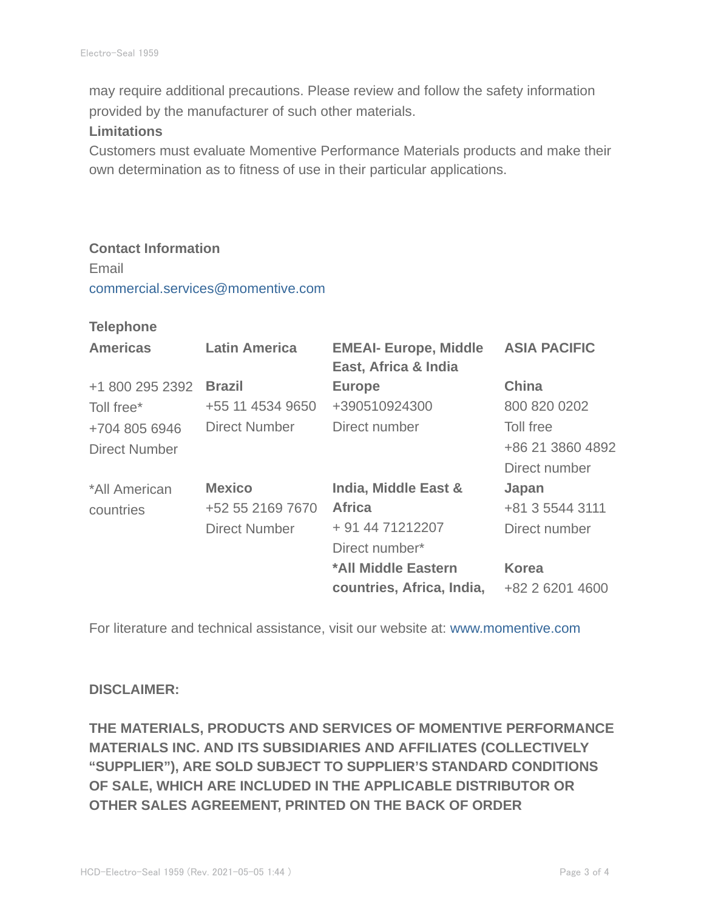may require additional precautions. Please review and follow the safety information provided by the manufacturer of such other materials.

**Limitations**

Customers must evaluate Momentive Performance Materials products and make their own determination as to fitness of use in their particular applications.

**Contact Information**

Email

commercial.services@momentive.com

**Telephone**

| **Americas** | **Latin America** | **EMEAI- Europe, Middle East, Africa & India** | **ASIA PACIFIC** |
|---|---|---|---|
| +1 800 295 2392<br>Toll free*<br>+704 805 6946<br>Direct Number | **Brazil**<br>+55 11 4534 9650<br>Direct Number | **Europe**<br>+390510924300<br>Direct number | **China**<br>800 820 0202<br>Toll free<br>+86 21 3860 4892<br>Direct number |
| *All American countries | **Mexico**<br>+52 55 2169 7670<br>Direct Number | **India, Middle East & Africa**<br>+ 91 44 71212207<br>Direct number* | **Japan**<br>+81 3 5544 3111<br>Direct number |
| | | ***All Middle Eastern countries, Africa, India,** | **Korea**<br>+82 2 6201 4600 |

For literature and technical assistance, visit our website at: www.momentive.com

**DISCLAIMER:**

**THE MATERIALS, PRODUCTS AND SERVICES OF MOMENTIVE PERFORMANCE MATERIALS INC. AND ITS SUBSIDIARIES AND AFFILIATES (COLLECTIVELY "SUPPLIER"), ARE SOLD SUBJECT TO SUPPLIER'S STANDARD CONDITIONS OF SALE, WHICH ARE INCLUDED IN THE APPLICABLE DISTRIBUTOR OR OTHER SALES AGREEMENT, PRINTED ON THE BACK OF ORDER**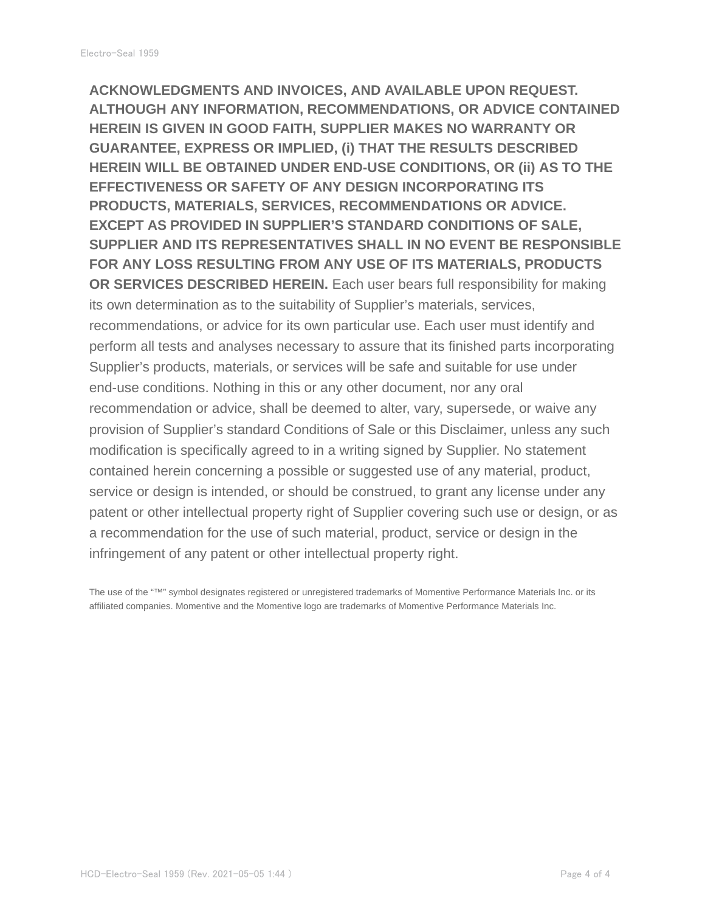**ACKNOWLEDGMENTS AND INVOICES, AND AVAILABLE UPON REQUEST. ALTHOUGH ANY INFORMATION, RECOMMENDATIONS, OR ADVICE CONTAINED HEREIN IS GIVEN IN GOOD FAITH, SUPPLIER MAKES NO WARRANTY OR GUARANTEE, EXPRESS OR IMPLIED, (i) THAT THE RESULTS DESCRIBED HEREIN WILL BE OBTAINED UNDER END-USE CONDITIONS, OR (ii) AS TO THE EFFECTIVENESS OR SAFETY OF ANY DESIGN INCORPORATING ITS PRODUCTS, MATERIALS, SERVICES, RECOMMENDATIONS OR ADVICE. EXCEPT AS PROVIDED IN SUPPLIER'S STANDARD CONDITIONS OF SALE, SUPPLIER AND ITS REPRESENTATIVES SHALL IN NO EVENT BE RESPONSIBLE FOR ANY LOSS RESULTING FROM ANY USE OF ITS MATERIALS, PRODUCTS OR SERVICES DESCRIBED HEREIN.** Each user bears full responsibility for making its own determination as to the suitability of Supplier's materials, services, recommendations, or advice for its own particular use. Each user must identify and perform all tests and analyses necessary to assure that its finished parts incorporating Supplier's products, materials, or services will be safe and suitable for use under end-use conditions. Nothing in this or any other document, nor any oral recommendation or advice, shall be deemed to alter, vary, supersede, or waive any provision of Supplier's standard Conditions of Sale or this Disclaimer, unless any such modification is specifically agreed to in a writing signed by Supplier. No statement contained herein concerning a possible or suggested use of any material, product, service or design is intended, or should be construed, to grant any license under any patent or other intellectual property right of Supplier covering such use or design, or as a recommendation for the use of such material, product, service or design in the infringement of any patent or other intellectual property right.

The use of the "™" symbol designates registered or unregistered trademarks of Momentive Performance Materials Inc. or its affiliated companies. Momentive and the Momentive logo are trademarks of Momentive Performance Materials Inc.